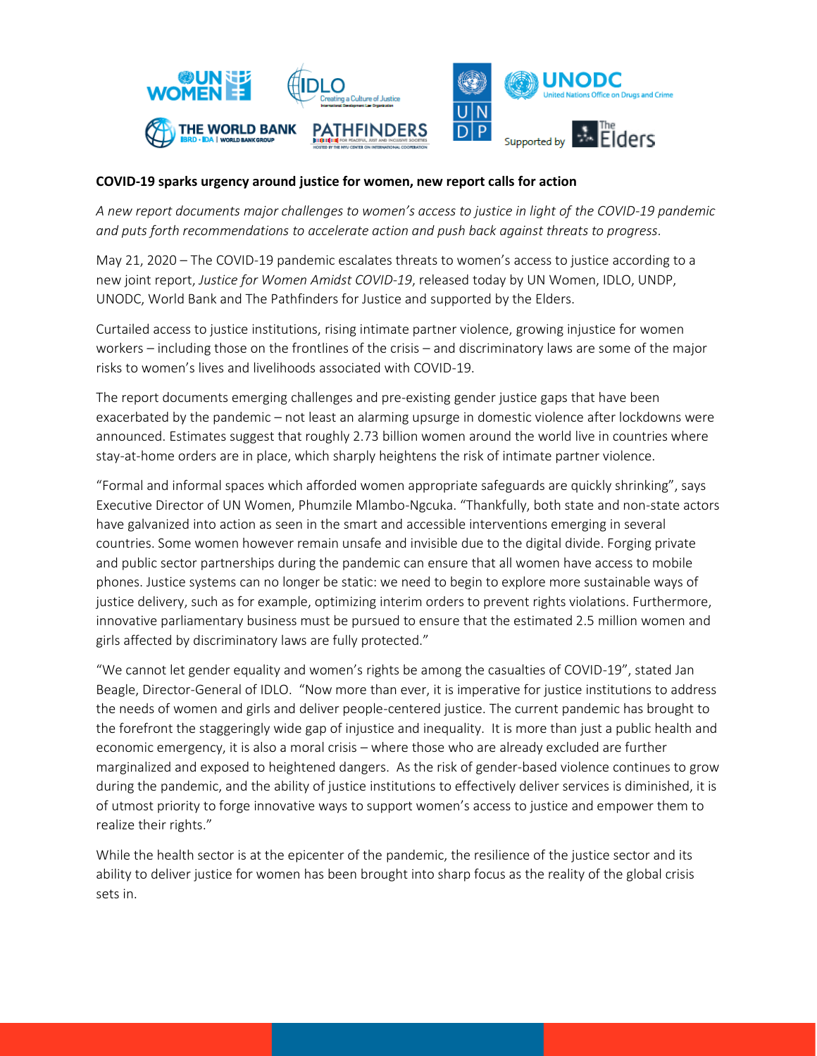**COVID-19 sparks urgency around justice for women, new report calls for action**

*A new report documents major challenges to women's access to justice in light of the COVID-19 pandemic and puts forth recommendations to accelerate action and push back against threats to progress.*

May 21, 2020 – The COVID-19 pandemic escalates threats to women's access to justice according to a new joint report, *Justice for Women Amidst COVID-19*, released today by UN Women, IDLO, UNDP, UNODC, World Bank and The Pathfinders for Justice and supported by the Elders.

Curtailed access to justice institutions, rising intimate partner violence, growing injustice for women workers – including those on the frontlines of the crisis – and discriminatory laws are some of the major risks to women's lives and livelihoods associated with COVID-19.

The report documents emerging challenges and pre-existing gender justice gaps that have been exacerbated by the pandemic – not least an alarming upsurge in domestic violence after lockdowns were announced. Estimates suggest that roughly 2.73 billion women around the world live in countries where stay-at-home orders are in place, which sharply heightens the risk of intimate partner violence.

"Formal and informal spaces which afforded women appropriate safeguards are quickly shrinking", says Executive Director of UN Women, Phumzile Mlambo-Ngcuka. "Thankfully, both state and non-state actors have galvanized into action as seen in the smart and accessible interventions emerging in several countries. Some women however remain unsafe and invisible due to the digital divide. Forging private and public sector partnerships during the pandemic can ensure that all women have access to mobile phones. Justice systems can no longer be static: we need to begin to explore more sustainable ways of justice delivery, such as for example, optimizing interim orders to prevent rights violations. Furthermore, innovative parliamentary business must be pursued to ensure that the estimated 2.5 million women and girls affected by discriminatory laws are fully protected."

"We cannot let gender equality and women's rights be among the casualties of COVID-19", stated Jan Beagle, Director-General of IDLO. "Now more than ever, it is imperative for justice institutions to address the needs of women and girls and deliver people-centered justice. The current pandemic has brought to the forefront the staggeringly wide gap of injustice and inequality. It is more than just a public health and economic emergency, it is also a moral crisis – where those who are already excluded are further marginalized and exposed to heightened dangers. As the risk of gender-based violence continues to grow during the pandemic, and the ability of justice institutions to effectively deliver services is diminished, it is of utmost priority to forge innovative ways to support women's access to justice and empower them to realize their rights."

While the health sector is at the epicenter of the pandemic, the resilience of the justice sector and its ability to deliver justice for women has been brought into sharp focus as the reality of the global crisis sets in.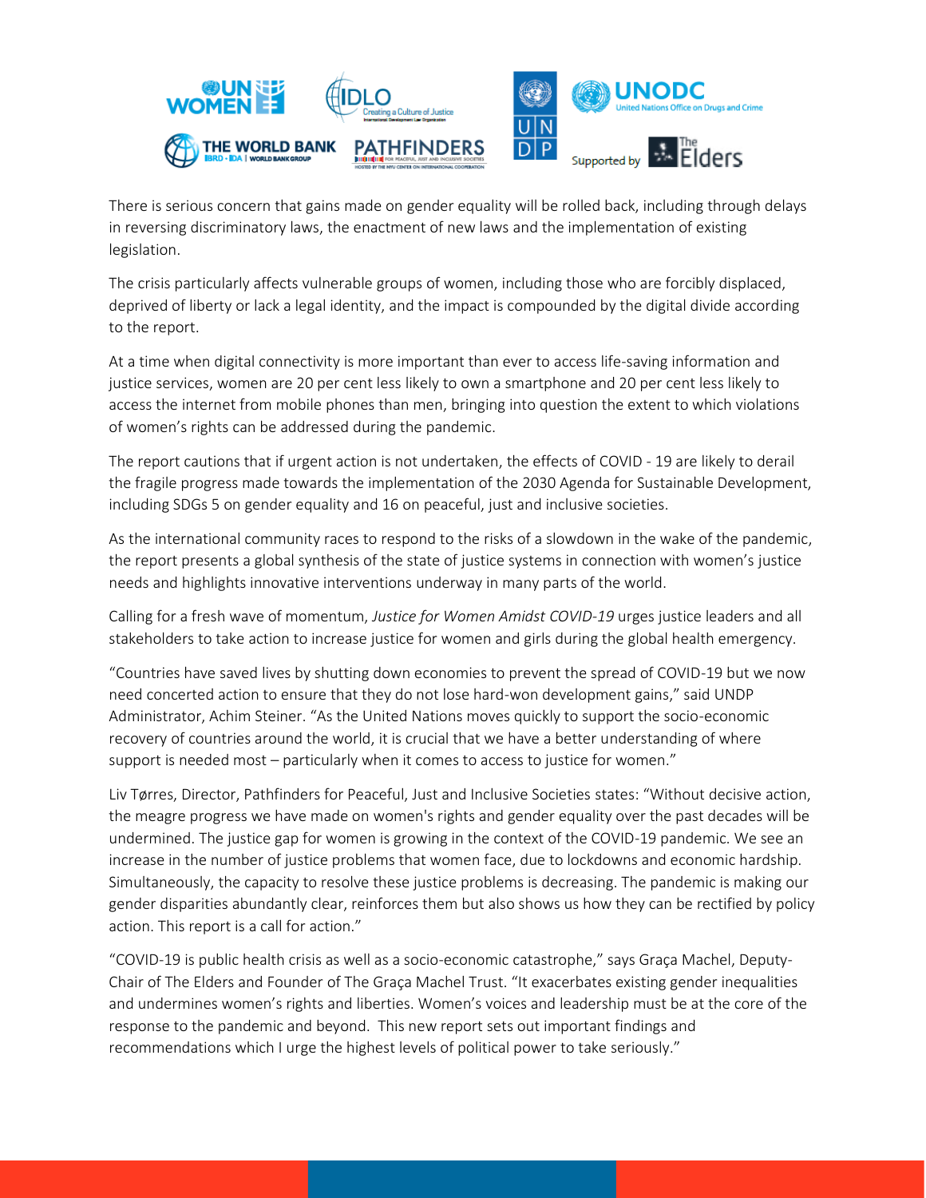There is serious concern that gains made on gender equality will be rolled back, including through delays in reversing discriminatory laws, the enactment of new laws and the implementation of existing legislation.

The crisis particularly affects vulnerable groups of women, including those who are forcibly displaced, deprived of liberty or lack a legal identity, and the impact is compounded by the digital divide according to the report.

At a time when digital connectivity is more important than ever to access life-saving information and justice services, women are 20 per cent less likely to own a smartphone and 20 per cent less likely to access the internet from mobile phones than men, bringing into question the extent to which violations of women's rights can be addressed during the pandemic.

The report cautions that if urgent action is not undertaken, the effects of COVID - 19 are likely to derail the fragile progress made towards the implementation of the 2030 Agenda for Sustainable Development, including SDGs 5 on gender equality and 16 on peaceful, just and inclusive societies.

As the international community races to respond to the risks of a slowdown in the wake of the pandemic, the report presents a global synthesis of the state of justice systems in connection with women's justice needs and highlights innovative interventions underway in many parts of the world.

Calling for a fresh wave of momentum, *Justice for Women Amidst COVID-19* urges justice leaders and all stakeholders to take action to increase justice for women and girls during the global health emergency.

"Countries have saved lives by shutting down economies to prevent the spread of COVID-19 but we now need concerted action to ensure that they do not lose hard-won development gains," said UNDP Administrator, Achim Steiner. "As the United Nations moves quickly to support the socio-economic recovery of countries around the world, it is crucial that we have a better understanding of where support is needed most – particularly when it comes to access to justice for women."

Liv Tørres, Director, Pathfinders for Peaceful, Just and Inclusive Societies states: "Without decisive action, the meagre progress we have made on women's rights and gender equality over the past decades will be undermined. The justice gap for women is growing in the context of the COVID-19 pandemic. We see an increase in the number of justice problems that women face, due to lockdowns and economic hardship. Simultaneously, the capacity to resolve these justice problems is decreasing. The pandemic is making our gender disparities abundantly clear, reinforces them but also shows us how they can be rectified by policy action. This report is a call for action."

"COVID-19 is public health crisis as well as a socio-economic catastrophe," says Graça Machel, Deputy-Chair of The Elders and Founder of The Graça Machel Trust. "It exacerbates existing gender inequalities and undermines women's rights and liberties. Women's voices and leadership must be at the core of the response to the pandemic and beyond. This new report sets out important findings and recommendations which I urge the highest levels of political power to take seriously."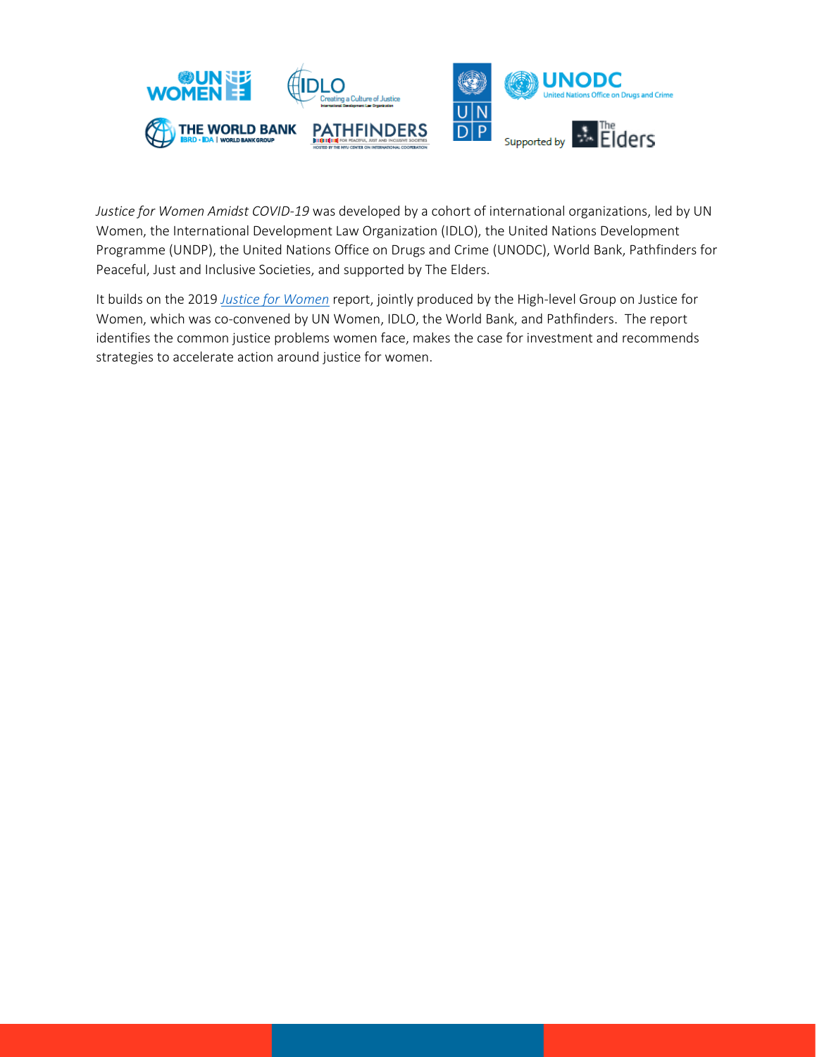*Justice for Women Amidst COVID-19* was developed by a cohort of international organizations, led by UN Women, the International Development Law Organization (IDLO), the United Nations Development Programme (UNDP), the United Nations Office on Drugs and Crime (UNODC), World Bank, Pathfinders for Peaceful, Just and Inclusive Societies, and supported by The Elders.

It builds on the 2019 *Justice for Women* report, jointly produced by the High-level Group on Justice for Women, which was co-convened by UN Women, IDLO, the World Bank, and Pathfinders. The report identifies the common justice problems women face, makes the case for investment and recommends strategies to accelerate action around justice for women.